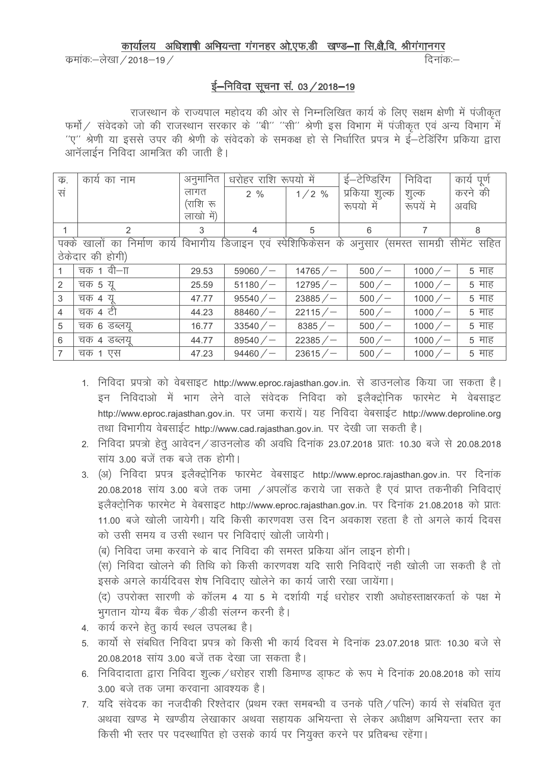**कार्यालय अधिशाषी अभियन्ता गंगनहर ओ.एफ.डी खण्ड–II सि.क्षे.वि. श्रीगंगानगर**

क्रमांकः–लेखा / 2018–19 / दिनांकः–

## ई–निविदा सूचना सं. 03 / 2018–19

राजस्थान के राज्यपाल महोदय की ओर से निम्नलिखित कार्य के लिए सक्षम क्षेणी में पंजीकृत फर्मो / संवेदको जो की राजस्थान सरकार के "बी" "सी" श्रेणी इस विभाग में पंजीकृत एवं अन्य विभाग में "ए" श्रेणी या इससे उपर की श्रेणी के संवेदको के समकक्ष हो से निर्धारित प्रपत्र मे ई–टेडिरिंग प्रकिया द्वारा आनॅलाईन निविदा आमन्त्रित की जाती है।

| क्र. सं | कार्य का नाम | अनुमानित लागत (राशि रू लाखो में) | धरोहर राशि रूपयो में | | ई–टेण्डिरिंग प्रकिया शुल्क रूपयो में | निविदा शुल्क रूपयें मे | कार्य पूर्ण करने की अवधि |
|---|---|---|---|---|---|---|---|
| | | | 2 % | 1/2 % | | | |
| 1 | 2 | 3 | 4 | 5 | 6 | 7 | 8 |
| पक्के खालों का निर्माण कार्य विभागीय डिजाइन एवं स्पेशिफिकेसन के अनुसार (समस्त सामग्री सीमेंट सहित ठेकेदार की होगी) | | | | | | | |
| 1 | चक 1 वी–II | 29.53 | 59060 /– | 14765 /– | 500 /– | 1000 /– | 5 माह |
| 2 | चक 5 यू | 25.59 | 51180 /– | 12795 /– | 500 /– | 1000 /– | 5 माह |
| 3 | चक 4 यू | 47.77 | 95540 /– | 23885 /– | 500 /– | 1000 /– | 5 माह |
| 4 | चक 4 टी | 44.23 | 88460 /– | 22115 /– | 500 /– | 1000 /– | 5 माह |
| 5 | चक 6 डब्लयू | 16.77 | 33540 /– | 8385 /– | 500 /– | 1000 /– | 5 माह |
| 6 | चक 4 डब्लयू | 44.77 | 89540 /– | 22385 /– | 500 /– | 1000 /– | 5 माह |
| 7 | चक 1 एस | 47.23 | 94460 /– | 23615 /– | 500 /– | 1000 /– | 5 माह |

1. निविदा प्रपत्रो को वेबसाइट http://www.eproc.rajasthan.gov.in. से डाउनलोड किया जा सकता है। इन निविदाओ में भाग लेने वाले संवेदक निविदा को इलैक्ट्रोनिक फारमेट मे वेबसाइट http://www.eproc.rajasthan.gov.in. पर जमा करायें। यह निविदा वेबसाईट http://www.deproline.org तथा विभागीय वेबसाईट http://www.cad.rajasthan.gov.in. पर देखी जा सकती है।
2. निविदा प्रपत्रो हेतु आवेदन / डाउनलोड की अवधि दिनांक 23.07.2018 प्रातः 10.30 बजे से 20.08.2018 सांय 3.00 बजें तक बजे तक होगी।
3. (अ) निविदा प्रपत्र इलैक्ट्रोनिक फारमेट वेबसाइट http://www.eproc.rajasthan.gov.in. पर दिनांक 20.08.2018 सांय 3.00 बजे तक जमा /अपलॉड कराये जा सकते है एवं प्राप्त तकनीकी निविदाएं इलैक्ट्रोनिक फारमेट मे वेबसाइट http://www.eproc.rajasthan.gov.in. पर दिनांक 21.08.2018 को प्रातः 11.00 बजे खोली जायेगी। यदि किसी कारणवश उस दिन अवकाश रहता है तो अगले कार्य दिवस को उसी समय व उसी स्थान पर निविदाएं खोली जायेगी।

   (ब) निविदा जमा करवाने के बाद निविदा की समस्त प्रकिया ऑन लाइन होगी।

   (स) निविदा खोलने की तिथि को किसी कारणवश यदि सारी निविदाऐं नही खोली जा सकती है तो इसके अगले कार्यदिवस शेष निविदाए खोलेने का कार्य जारी रखा जायेंगा।

   (द) उपरोक्त सारणी के कॉलम 4 या 5 मे दर्शायी गई धरोहर राशी अधोहस्ताक्षरकर्ता के पक्ष मे भुगतान योग्य बैंक चैक / डीडी संलग्न करनी है।
4. कार्य करने हेतु कार्य स्थल उपलब्ध है।
5. कार्यो से संबंधित निविदा प्रपत्र को किसी भी कार्य दिवस मे दिनांक 23.07.2018 प्रातः 10.30 बजे से 20.08.2018 सांय 3.00 बजें तक देखा जा सकता है।
6. निविदादाता द्वारा निविदा शुल्क / धरोहर राशी डिमाण्ड ड्राफ्ट के रूप मे दिनांक 20.08.2018 को सांय 3.00 बजे तक जमा करवाना आवश्यक है।
7. यदि संवेदक का नजदीकी रिश्तेदार (प्रथम रक्त समबन्धी व उनके पति / पत्नि) कार्य से संबंधित वृत अथवा खण्ड मे खण्डीय लेखाकार अथवा सहायक अभियन्ता से लेकर अधीक्षण अभियन्ता स्तर का किसी भी स्तर पर पदस्थापित हो उसके कार्य पर नियुक्त करने पर प्रतिबन्ध रहेंगा।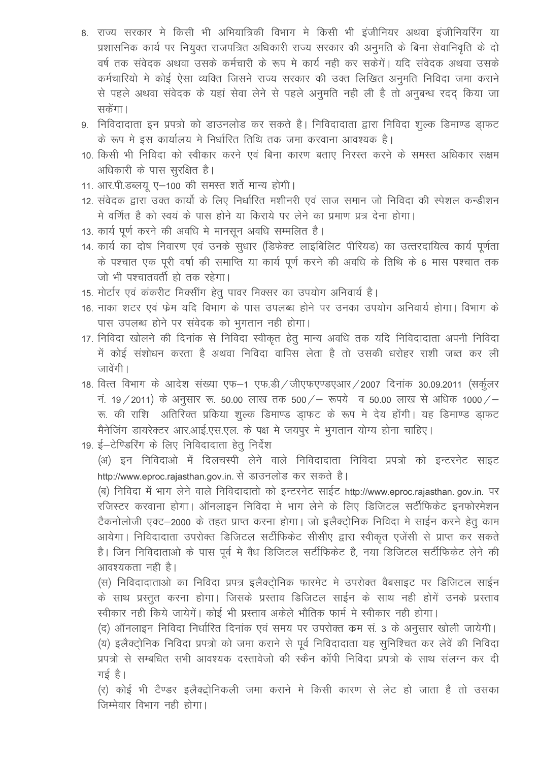8. राज्य सरकार मे किसी भी अभियात्रिकी विभाग मे किसी भी इंजीनियर अथवा इंजीनियरिंग या प्रशासनिक कार्य पर नियुक्त राजपत्रित अधिकारी राज्य सरकार की अनुमति के बिना सेवानिवृति के दो वर्ष तक संवेदक अथवा उसके कर्मचारी के रूप मे कार्य नही कर सकेगें। यदि संवेदक अथवा उसके कर्मचारियो मे कोई ऐसा व्यक्ति जिसने राज्य सरकार की उक्त लिखित अनुमति निविदा जमा कराने से पहले अथवा संवेदक के यहां सेवा लेने से पहले अनुमति नही ली है तो अनुबन्ध रदद् किया जा सकेंगा।
9. निविदादाता इन प्रपत्रो को डाउनलोड कर सकते है। निविदादाता द्वारा निविदा शुल्क डिमाण्ड ड्राफट के रूप मे इस कार्यालय मे निर्धारित तिथि तक जमा करवाना आवश्यक है।
10. किसी भी निविदा को स्वीकार करने एवं बिना कारण बताए निरस्त करने के समस्त अधिकार सक्षम अधिकारी के पास सुरक्षित है।
11. आर.पी.डब्लयू ए–100 की समस्त शर्ते मान्य होगी।
12. संवेदक द्वारा उक्त कार्यो के लिए निर्धारित मशीनरी एवं साज समान जो निविदा की स्पेशल कन्डीशन मे वर्णित है को स्वयं के पास होने या किराये पर लेने का प्रमाण प्रत्र देना होगा।
13. कार्य पूर्ण करने की अवधि मे मानसून अवधि सम्मलित है।
14. कार्य का दोष निवारण एवं उनके सुधार (डिफेक्ट लाइबिलिट पीरियड) का उत्तरदायित्व कार्य पूर्णता के पश्चात एक पूरी वर्षा की समाप्ति या कार्य पूर्ण करने की अवधि के तिथि के 6 मास पश्चात तक जो भी पश्चातवर्ती हो तक रहेगा।
15. मोर्टार एवं कंकरीट मिक्सींग हेतु पावर मिक्सर का उपयोग अनिवार्य है।
16. नाका शटर एवं फ्रेम यदि विभाग के पास उपलब्ध होने पर उनका उपयोग अनिवार्य होगा। विभाग के पास उपलब्ध होने पर संवेदक को भुगतान नही होगा।
17. निविदा खोलने की दिनांक से निविदा स्वीकृत हेतु मान्य अवधि तक यदि निविदादाता अपनी निविदा में कोई संशोधन करता है अथवा निविदा वापिस लेता है तो उसकी धरोहर राशी जब्त कर ली जावेंगी।
18. वित्त विभाग के आदेश संख्या एफ–1 एफ.डी/जीएफएण्डएआर/2007 दिनांक 30.09.2011 (सर्कुलर नं. 19/2011) के अनुसार रू. 50.00 लाख तक 500/– रूपये व 50.00 लाख से अधिक 1000/– रू. की राशि अतिरिक्त प्रकिया शुल्क डिमाण्ड ड्राफट के रूप मे देय होंगी। यह डिमाण्ड ड्राफट मैनेजिंग डायरेक्टर आर.आई.एस.एल. के पक्ष मे जयपुर मे भुगतान योग्य होना चाहिए।
19. ई–टेण्डिरिंग के लिए निविदादाता हेतु निर्देश

(अ) इन निविदाओ में दिलचस्पी लेने वाले निविदादाता निविदा प्रपत्रो को इन्टरनेट साइट http://www.eproc.rajasthan.gov.in. से डाउनलोड कर सकते है।

(ब) निविदा में भाग लेने वाले निविदादातो को इन्टरनेट साईट http://www.eproc.rajasthan. gov.in. पर रजिस्टर करवाना होगा। ऑनलाइन निविदा मे भाग लेने के लिए डिजिटल सर्टीफिकेट इनफोरमेशन टैकनोलोजी एक्ट–2000 के तहत प्राप्त करना होगा। जो इलैक्ट्रोनिक निविदा मे साईन करने हेतु काम आयेगा। निविदादाता उपरोक्त डिजिटल सर्टीफिकेट सीसीए द्वारा स्वीकृत एजेंसी से प्राप्त कर सकते है। जिन निविदाताओ के पास पूर्व मे वैध डिजिटल सर्टीफिकेट है, नया डिजिटल सर्टीफिकेट लेने की आवश्यकता नही है।

(स) निविदादाताओ का निविदा प्रपत्र इलैक्ट्रोनिक फारमेट मे उपरोक्त वैबसाइट पर डिजिटल साईन के साथ प्रस्तुत करना होगा। जिसके प्रस्ताव डिजिटल साईन के साथ नही होगें उनके प्रस्ताव स्वीकार नही किये जायेगें। कोई भी प्रस्ताव अकेले भौतिक फार्म मे स्वीकार नही होगा।

(द) ऑनलाइन निविदा निर्धारित दिनांक एवं समय पर उपरोक्त क्रम सं. 3 के अनुसार खोली जायेगी।

(य) इलैक्ट्रोनिक निविदा प्रपत्रो को जमा कराने से पूर्व निविदादाता यह सुनिश्चित कर लेवें की निविदा प्रपत्रो से सम्बधित सभी आवश्यक दस्तावेजो की स्कैन कॉपी निविदा प्रपत्रो के साथ संलग्न कर दी गई है।

(र) कोई भी टैण्डर इलैक्ट्रोनिकली जमा कराने मे किसी कारण से लेट हो जाता है तो उसका जिम्मेवार विभाग नही होगा।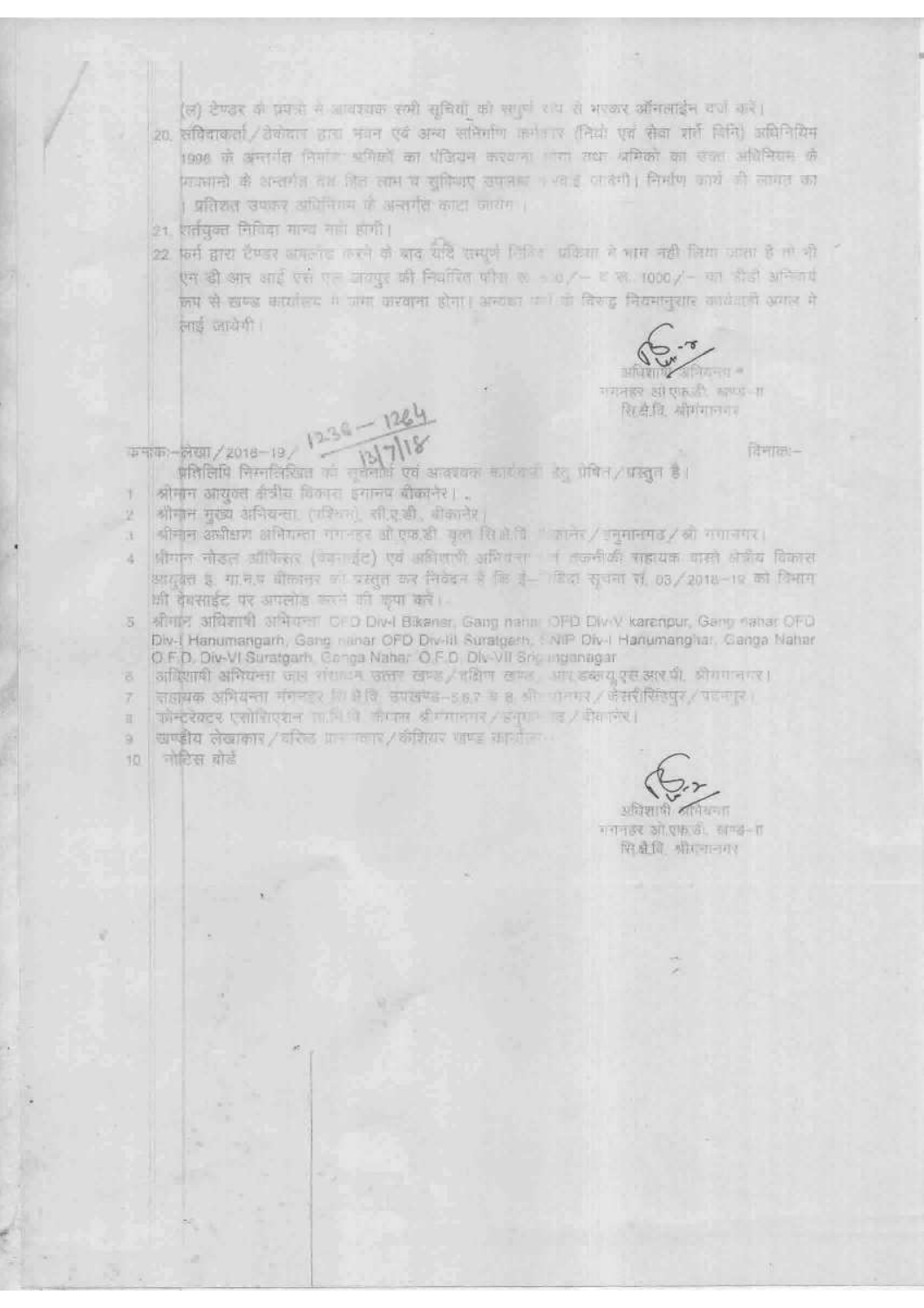(ल) टेण्डर के प्रपत्रों में आवश्यक सभी सूचियों को सम्पूर्ण रूप से भरकर ऑनलाईन दर्ज करें।

20. संविदाकर्ता/ठेकेदार द्वारा भवन एवं अन्य सन्निर्माण कर्मकार (नियो एवं सेवा शर्त विनि) अधिनियम 1996 के अन्तर्गत निर्माण श्रमिकों का पंजियन करवाना होगा तथा श्रमिकों को उक्त अधिनियम के प्रावधानों के अन्तर्गत देय हित लाभ व सुविधाएं उपलब्ध करवाई जावेगी। निर्माण कार्य की लागत का 1 प्रतिशत उपकर अधिनियम के अन्तर्गत काटा जायेगा।

21. शर्तयुक्त निविदा मान्य नहीं होगी।

22. फर्म द्वारा टैण्डर अपलोड करने के बाद यदि सम्पूर्ण निविदा प्रकिया में भाग नहीं लिया जाता है तो भी एस.डी.आर.आई एस.एल जयपुर की निर्धारित फीस रू. ..0/– व रू. 1000/– का डीडी अनिवार्य रूप से खण्ड कार्यालय में जमा करवाना होगा। अन्यथा फर्म के विरूद्ध नियमानुसार कार्यवाही अमल में लाई जायेगी।

अधिशाषी अभियन्ता
गगनहर ओ.एफ.डी. खण्ड–II
सि.वै.वि. श्रीगंगानगर

क्रमांकः–लेखा/2018–19/ 1238–1264
13/7/18

दिनांकः–

प्रतिलिपि निम्नलिखित को सूचनार्थ एवं आवश्यक कार्यवाही हेतु प्रेषित/प्रस्तुत है।

1. श्रीमान आयुक्त क्षैत्रीय विकास इगानप बीकानेर।
2. श्रीमान मुख्य अभियन्ता (पश्चिम), सी.ए.डी., बीकानेर।
3. श्रीमान अधीक्षण अभियन्ता गगनहर ओ.एफ.डी. वृत्त सि.वै.वि. बीकानेर/हनुमानगढ/श्री गंगानगर।
4. श्रीमान नोडल ऑफिसर (वेबसाईट) एवं अधिशाषी अभियन्ता एवं तकनीकी सहायक वास्ते क्षेत्रीय विकास आयुक्त इ. गा.न.प. बीकानेर को प्रस्तुत कर निवेदन है कि ई–निविदा सूचना सं. 03/2018–19 को विभाग की वेबसाईट पर अपलोड करने की कृपा करें।
5. श्रीमान अधिशाषी अभियन्ता OFD Div-I Bikaner, Gang nahar OFD Div-V karanpur, Gang nahar OFD Div-I Hanumangarh, Gang nahar OFD Div-III Suratgarh, SNIP Div-I Hanumanghar, Ganga Nahar O.F.D. Div-VI Suratgarh, Ganga Nahar O.F.D. Div-VII Sriganganagar
6. अधिशाषी अभियन्ता जल संसाधन उत्तर खण्ड/दक्षिण खण्ड, आर.डब्ल्यू.एस.आर.पी. श्रीगंगानगर।
7. सहायक अभियन्ता गगनहर सि.वै.वि. उपखण्ड–5,6,7 व 8, श्रीगंगानगर/केसरीसिंहपुर/पदमपुर।
8. कॉन्ट्रेक्टर एसोसिएशन सा.नि.वि. जीनगर श्रीगंगानगर/हनुमानगढ/बीकानेर।
9. खण्डीय लेखाकार/वरिष्ठ प्रारूपकार/कैशियर खण्ड कार्यालय।
10. नोटिस बोर्ड

अधिशाषी अभियन्ता
गगनहर ओ.एफ.डी. खण्ड–II
सि.वै.वि. श्रीगंगानगर